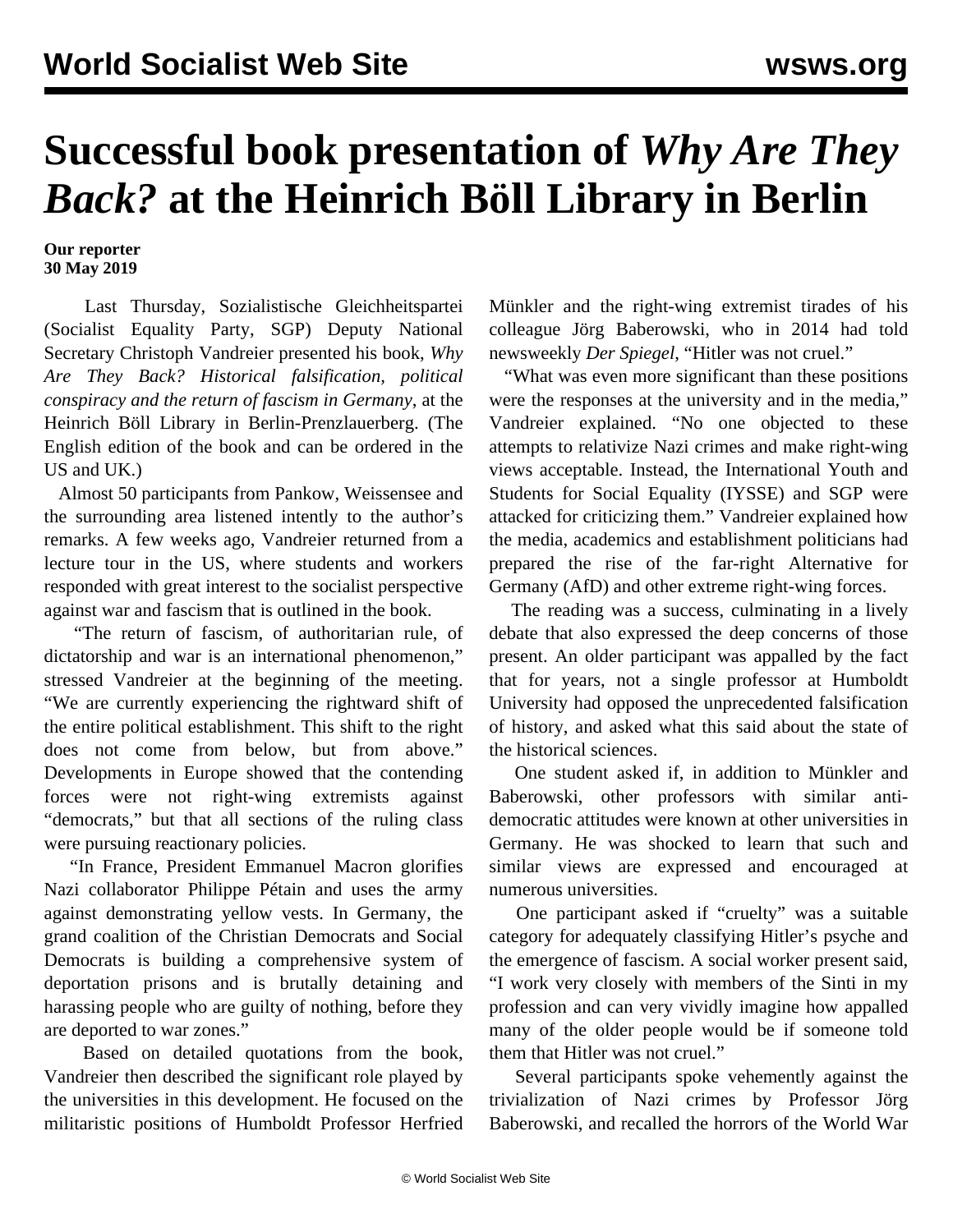# Successful book presentation of *Why Are They Back?* at the Heinrich Böll Library in Berlin

**Our reporter**
**30 May 2019**

Last Thursday, Sozialistische Gleichheitspartei (Socialist Equality Party, SGP) Deputy National Secretary Christoph Vandreier presented his book, *Why Are They Back? Historical falsification, political conspiracy and the return of fascism in Germany*, at the Heinrich Böll Library in Berlin-Prenzlauerberg. (The English edition of the book and can be ordered in the US and UK.)

Almost 50 participants from Pankow, Weissensee and the surrounding area listened intently to the author's remarks. A few weeks ago, Vandreier returned from a lecture tour in the US, where students and workers responded with great interest to the socialist perspective against war and fascism that is outlined in the book.

"The return of fascism, of authoritarian rule, of dictatorship and war is an international phenomenon," stressed Vandreier at the beginning of the meeting. "We are currently experiencing the rightward shift of the entire political establishment. This shift to the right does not come from below, but from above." Developments in Europe showed that the contending forces were not right-wing extremists against "democrats," but that all sections of the ruling class were pursuing reactionary policies.

"In France, President Emmanuel Macron glorifies Nazi collaborator Philippe Pétain and uses the army against demonstrating yellow vests. In Germany, the grand coalition of the Christian Democrats and Social Democrats is building a comprehensive system of deportation prisons and is brutally detaining and harassing people who are guilty of nothing, before they are deported to war zones."

Based on detailed quotations from the book, Vandreier then described the significant role played by the universities in this development. He focused on the militaristic positions of Humboldt Professor Herfried Münkler and the right-wing extremist tirades of his colleague Jörg Baberowski, who in 2014 had told newsweekly *Der Spiegel*, "Hitler was not cruel."

"What was even more significant than these positions were the responses at the university and in the media," Vandreier explained. "No one objected to these attempts to relativize Nazi crimes and make right-wing views acceptable. Instead, the International Youth and Students for Social Equality (IYSSE) and SGP were attacked for criticizing them." Vandreier explained how the media, academics and establishment politicians had prepared the rise of the far-right Alternative for Germany (AfD) and other extreme right-wing forces.

The reading was a success, culminating in a lively debate that also expressed the deep concerns of those present. An older participant was appalled by the fact that for years, not a single professor at Humboldt University had opposed the unprecedented falsification of history, and asked what this said about the state of the historical sciences.

One student asked if, in addition to Münkler and Baberowski, other professors with similar anti-democratic attitudes were known at other universities in Germany. He was shocked to learn that such and similar views are expressed and encouraged at numerous universities.

One participant asked if "cruelty" was a suitable category for adequately classifying Hitler's psyche and the emergence of fascism. A social worker present said, "I work very closely with members of the Sinti in my profession and can very vividly imagine how appalled many of the older people would be if someone told them that Hitler was not cruel."

Several participants spoke vehemently against the trivialization of Nazi crimes by Professor Jörg Baberowski, and recalled the horrors of the World War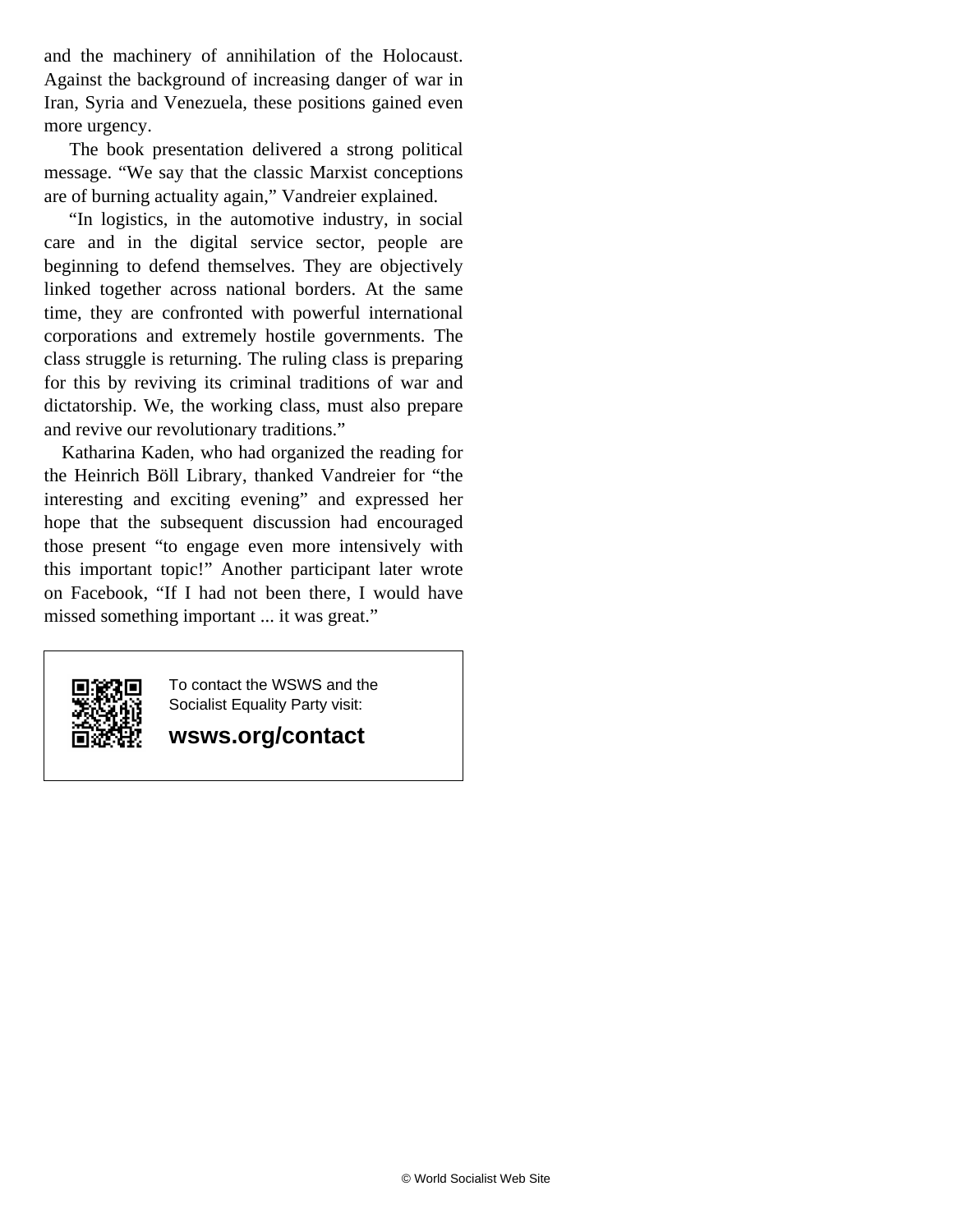and the machinery of annihilation of the Holocaust. Against the background of increasing danger of war in Iran, Syria and Venezuela, these positions gained even more urgency.

The book presentation delivered a strong political message. “We say that the classic Marxist conceptions are of burning actuality again,” Vandreier explained.

“In logistics, in the automotive industry, in social care and in the digital service sector, people are beginning to defend themselves. They are objectively linked together across national borders. At the same time, they are confronted with powerful international corporations and extremely hostile governments. The class struggle is returning. The ruling class is preparing for this by reviving its criminal traditions of war and dictatorship. We, the working class, must also prepare and revive our revolutionary traditions.”

Katharina Kaden, who had organized the reading for the Heinrich Böll Library, thanked Vandreier for “the interesting and exciting evening” and expressed her hope that the subsequent discussion had encouraged those present “to engage even more intensively with this important topic!” Another participant later wrote on Facebook, “If I had not been there, I would have missed something important ... it was great.”

To contact the WSWS and the Socialist Equality Party visit:

**wsws.org/contact**